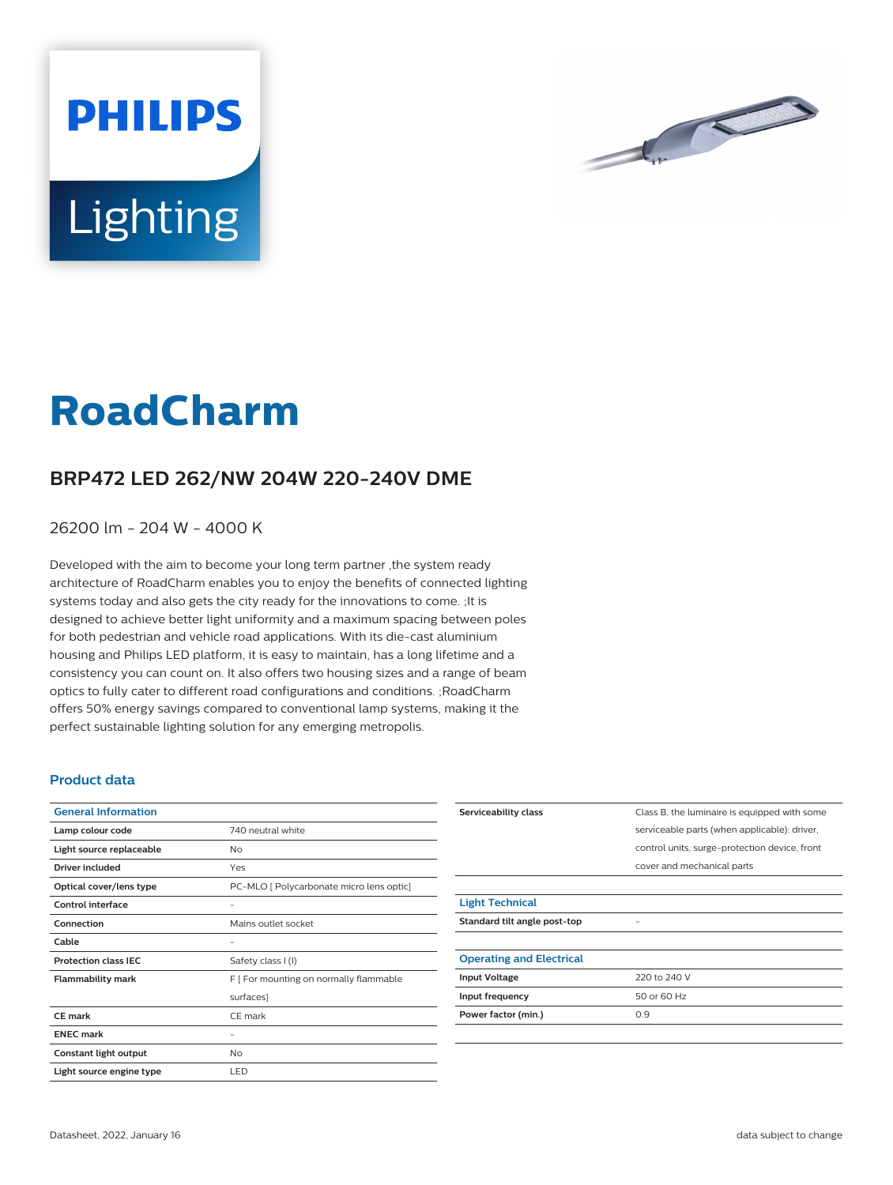# RoadCharm

## BRP472 LED 262/NW 204W 220-240V DME

26200 lm - 204 W - 4000 K

Developed with the aim to become your long term partner ,the system ready architecture of RoadCharm enables you to enjoy the benefits of connected lighting systems today and also gets the city ready for the innovations to come. ;It is designed to achieve better light uniformity and a maximum spacing between poles for both pedestrian and vehicle road applications. With its die-cast aluminium housing and Philips LED platform, it is easy to maintain, has a long lifetime and a consistency you can count on. It also offers two housing sizes and a range of beam optics to fully cater to different road configurations and conditions. ;RoadCharm offers 50% energy savings compared to conventional lamp systems, making it the perfect sustainable lighting solution for any emerging metropolis.

### Product data

| General Information | |
|---|---|
| **Lamp colour code** | 740 neutral white |
| **Light source replaceable** | No |
| **Driver included** | Yes |
| **Optical cover/lens type** | PC-MLO [ Polycarbonate micro lens optic] |
| **Control interface** | - |
| **Connection** | Mains outlet socket |
| **Cable** | - |
| **Protection class IEC** | Safety class I (I) |
| **Flammability mark** | F [ For mounting on normally flammable surfaces] |
| **CE mark** | CE mark |
| **ENEC mark** | - |
| **Constant light output** | No |
| **Light source engine type** | LED |
| **Serviceability class** | Class B, the luminaire is equipped with some serviceable parts (when applicable): driver, control units, surge-protection device, front cover and mechanical parts |

| Light Technical | |
|---|---|
| **Standard tilt angle post-top** | - |

| Operating and Electrical | |
|---|---|
| **Input Voltage** | 220 to 240 V |
| **Input frequency** | 50 or 60 Hz |
| **Power factor (min.)** | 0.9 |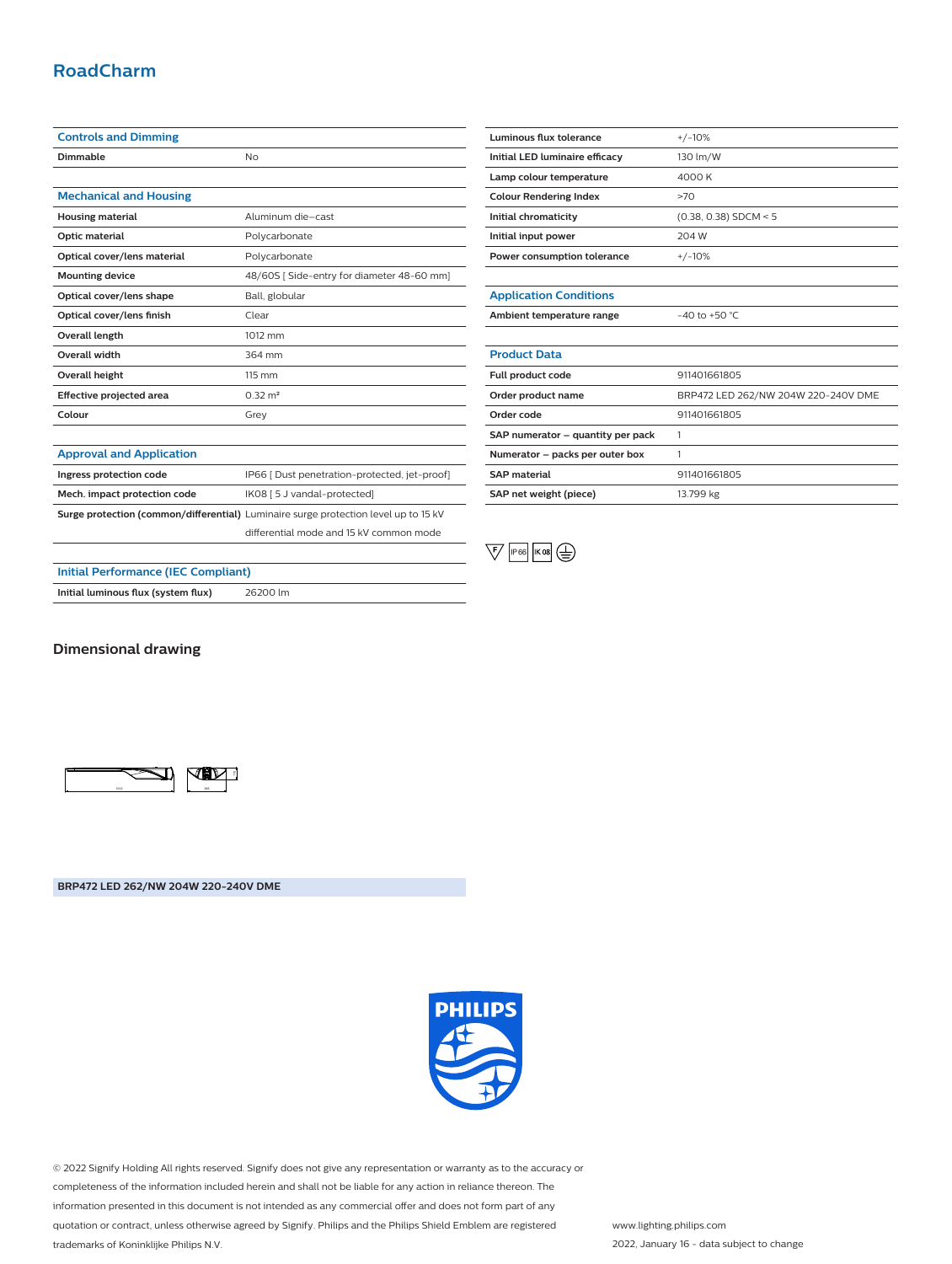# RoadCharm

| Controls and Dimming | |
|---|---|
| **Dimmable** | No |

| Mechanical and Housing | |
|---|---|
| **Housing material** | Aluminum die-cast |
| **Optic material** | Polycarbonate |
| **Optical cover/lens material** | Polycarbonate |
| **Mounting device** | 48/60S [ Side-entry for diameter 48-60 mm] |
| **Optical cover/lens shape** | Ball, globular |
| **Optical cover/lens finish** | Clear |
| **Overall length** | 1012 mm |
| **Overall width** | 364 mm |
| **Overall height** | 115 mm |
| **Effective projected area** | 0.32 m² |
| **Colour** | Grey |

| Approval and Application | |
|---|---|
| **Ingress protection code** | IP66 [ Dust penetration-protected, jet-proof] |
| **Mech. impact protection code** | IK08 [ 5 J vandal-protected] |
| **Surge protection (common/differential)** | Luminaire surge protection level up to 15 kV differential mode and 15 kV common mode |

| Initial Performance (IEC Compliant) | |
|---|---|
| **Initial luminous flux (system flux)** | 26200 lm |
| **Luminous flux tolerance** | +/-10% |
| **Initial LED luminaire efficacy** | 130 lm/W |
| **Lamp colour temperature** | 4000 K |
| **Colour Rendering Index** | >70 |
| **Initial chromaticity** | (0.38, 0.38) SDCM < 5 |
| **Initial input power** | 204 W |
| **Power consumption tolerance** | +/-10% |

| Application Conditions | |
|---|---|
| **Ambient temperature range** | -40 to +50 °C |

| Product Data | |
|---|---|
| **Full product code** | 911401661805 |
| **Order product name** | BRP472 LED 262/NW 204W 220-240V DME |
| **Order code** | 911401661805 |
| **SAP numerator – quantity per pack** | 1 |
| **Numerator – packs per outer box** | 1 |
| **SAP material** | 911401661805 |
| **SAP net weight (piece)** | 13.799 kg |

## Dimensional drawing

**BRP472 LED 262/NW 204W 220-240V DME**

© 2022 Signify Holding All rights reserved. Signify does not give any representation or warranty as to the accuracy or completeness of the information included herein and shall not be liable for any action in reliance thereon. The information presented in this document is not intended as any commercial offer and does not form part of any quotation or contract, unless otherwise agreed by Signify. Philips and the Philips Shield Emblem are registered trademarks of Koninklijke Philips N.V.

www.lighting.philips.com

2022, January 16 - data subject to change